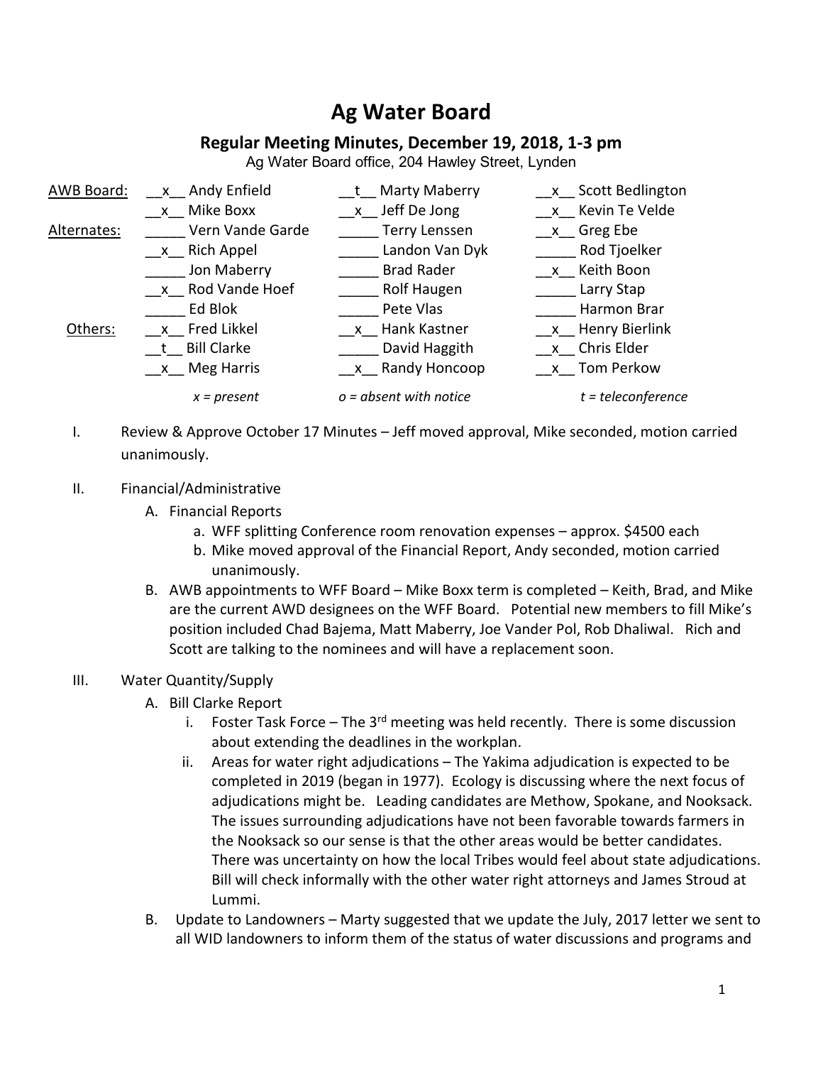# Ag Water Board

## Regular Meeting Minutes, December 19, 2018, 1-3 pm

Ag Water Board office, 204 Hawley Street, Lynden

| | | | |
|---|---|---|---|
| AWB Board: | __x__ Andy Enfield | __t__ Marty Maberry | __x__ Scott Bedlington |
| | __x__ Mike Boxx | __x__ Jeff De Jong | __x__ Kevin Te Velde |
| Alternates: | _____ Vern Vande Garde | _____ Terry Lenssen | __x__ Greg Ebe |
| | __x__ Rich Appel | _____ Landon Van Dyk | _____ Rod Tjoelker |
| | _____ Jon Maberry | _____ Brad Rader | __x__ Keith Boon |
| | __x__ Rod Vande Hoef | _____ Rolf Haugen | _____ Larry Stap |
| | _____ Ed Blok | _____ Pete Vlas | _____ Harmon Brar |
| Others: | __x__ Fred Likkel | __x__ Hank Kastner | __x__ Henry Bierlink |
| | __t__ Bill Clarke | _____ David Haggith | __x__ Chris Elder |
| | __x__ Meg Harris | __x__ Randy Honcoop | __x__ Tom Perkow |
| | *x = present* | *o = absent with notice* | *t = teleconference* |

I. Review & Approve October 17 Minutes – Jeff moved approval, Mike seconded, motion carried unanimously.

II. Financial/Administrative

A. Financial Reports

a. WFF splitting Conference room renovation expenses – approx. $4500 each

b. Mike moved approval of the Financial Report, Andy seconded, motion carried unanimously.

B. AWB appointments to WFF Board – Mike Boxx term is completed – Keith, Brad, and Mike are the current AWD designees on the WFF Board. Potential new members to fill Mike's position included Chad Bajema, Matt Maberry, Joe Vander Pol, Rob Dhaliwal. Rich and Scott are talking to the nominees and will have a replacement soon.

III. Water Quantity/Supply

A. Bill Clarke Report

i. Foster Task Force – The 3rd meeting was held recently. There is some discussion about extending the deadlines in the workplan.

ii. Areas for water right adjudications – The Yakima adjudication is expected to be completed in 2019 (began in 1977). Ecology is discussing where the next focus of adjudications might be. Leading candidates are Methow, Spokane, and Nooksack. The issues surrounding adjudications have not been favorable towards farmers in the Nooksack so our sense is that the other areas would be better candidates. There was uncertainty on how the local Tribes would feel about state adjudications. Bill will check informally with the other water right attorneys and James Stroud at Lummi.

B. Update to Landowners – Marty suggested that we update the July, 2017 letter we sent to all WID landowners to inform them of the status of water discussions and programs and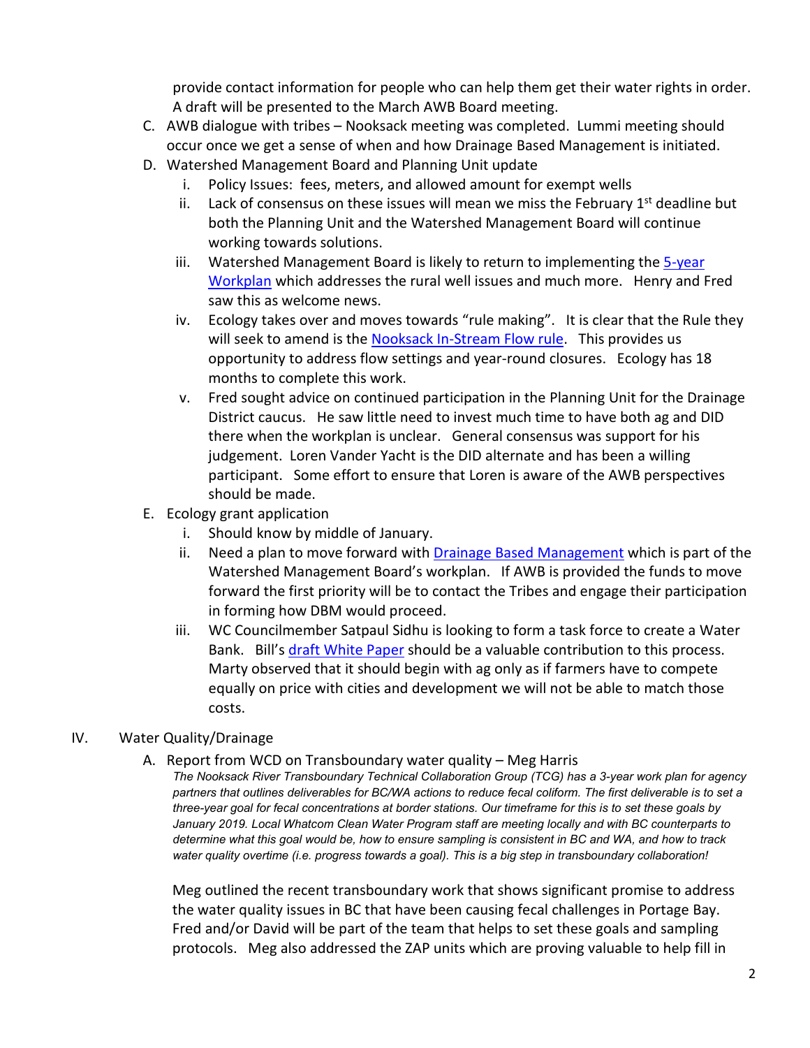provide contact information for people who can help them get their water rights in order. A draft will be presented to the March AWB Board meeting.

C. AWB dialogue with tribes – Nooksack meeting was completed. Lummi meeting should occur once we get a sense of when and how Drainage Based Management is initiated.

D. Watershed Management Board and Planning Unit update

   i. Policy Issues: fees, meters, and allowed amount for exempt wells

   ii. Lack of consensus on these issues will mean we miss the February 1st deadline but both the Planning Unit and the Watershed Management Board will continue working towards solutions.

   iii. Watershed Management Board is likely to return to implementing the 5-year Workplan which addresses the rural well issues and much more. Henry and Fred saw this as welcome news.

   iv. Ecology takes over and moves towards "rule making". It is clear that the Rule they will seek to amend is the Nooksack In-Stream Flow rule. This provides us opportunity to address flow settings and year-round closures. Ecology has 18 months to complete this work.

   v. Fred sought advice on continued participation in the Planning Unit for the Drainage District caucus. He saw little need to invest much time to have both ag and DID there when the workplan is unclear. General consensus was support for his judgement. Loren Vander Yacht is the DID alternate and has been a willing participant. Some effort to ensure that Loren is aware of the AWB perspectives should be made.

E. Ecology grant application

   i. Should know by middle of January.

   ii. Need a plan to move forward with Drainage Based Management which is part of the Watershed Management Board's workplan. If AWB is provided the funds to move forward the first priority will be to contact the Tribes and engage their participation in forming how DBM would proceed.

   iii. WC Councilmember Satpaul Sidhu is looking to form a task force to create a Water Bank. Bill's draft White Paper should be a valuable contribution to this process. Marty observed that it should begin with ag only as if farmers have to compete equally on price with cities and development we will not be able to match those costs.

IV. Water Quality/Drainage

A. Report from WCD on Transboundary water quality – Meg Harris

*The Nooksack River Transboundary Technical Collaboration Group (TCG) has a 3-year work plan for agency partners that outlines deliverables for BC/WA actions to reduce fecal coliform. The first deliverable is to set a three-year goal for fecal concentrations at border stations. Our timeframe for this is to set these goals by January 2019. Local Whatcom Clean Water Program staff are meeting locally and with BC counterparts to determine what this goal would be, how to ensure sampling is consistent in BC and WA, and how to track water quality overtime (i.e. progress towards a goal). This is a big step in transboundary collaboration!*

Meg outlined the recent transboundary work that shows significant promise to address the water quality issues in BC that have been causing fecal challenges in Portage Bay. Fred and/or David will be part of the team that helps to set these goals and sampling protocols. Meg also addressed the ZAP units which are proving valuable to help fill in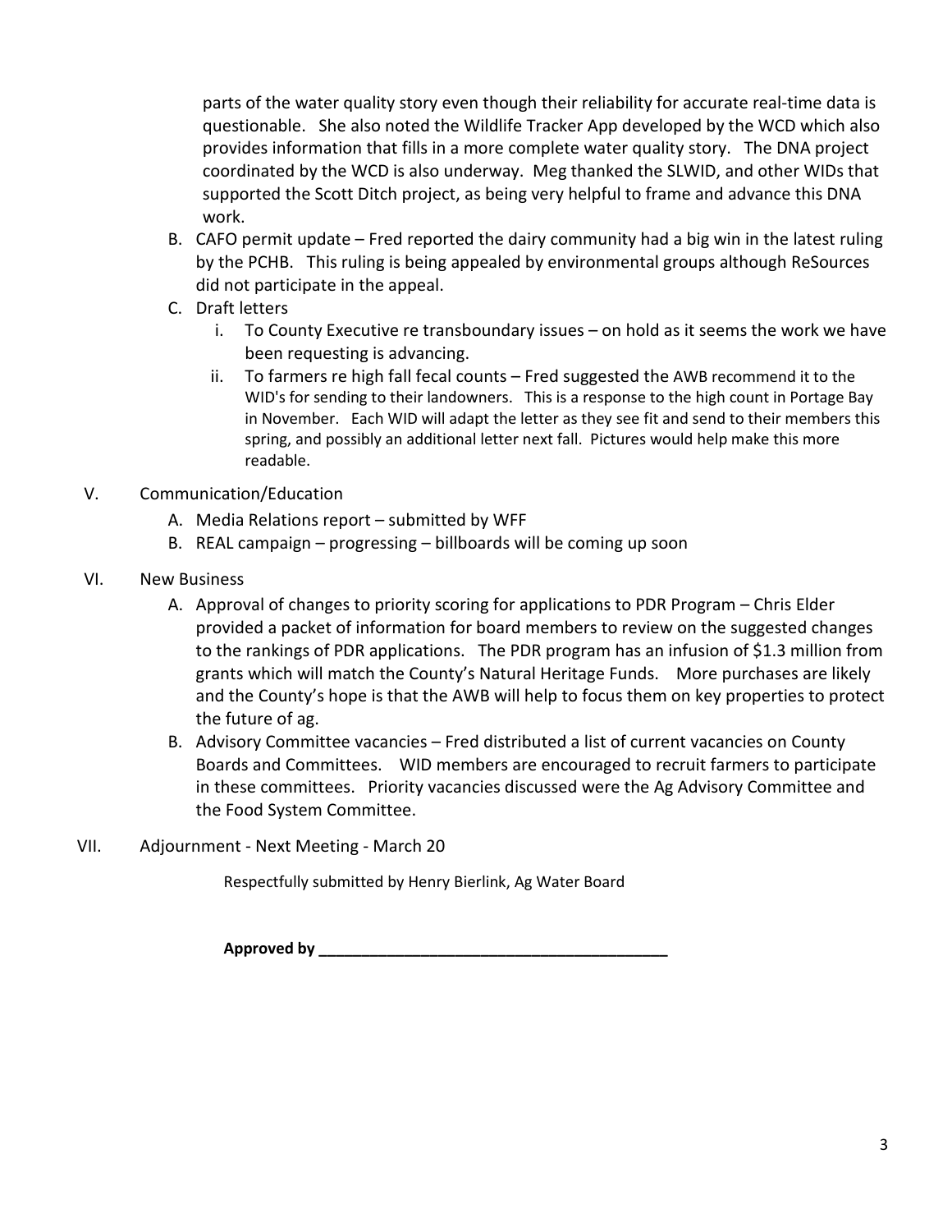parts of the water quality story even though their reliability for accurate real-time data is questionable. She also noted the Wildlife Tracker App developed by the WCD which also provides information that fills in a more complete water quality story. The DNA project coordinated by the WCD is also underway. Meg thanked the SLWID, and other WIDs that supported the Scott Ditch project, as being very helpful to frame and advance this DNA work.

B. CAFO permit update – Fred reported the dairy community had a big win in the latest ruling by the PCHB. This ruling is being appealed by environmental groups although ReSources did not participate in the appeal.

C. Draft letters

   i. To County Executive re transboundary issues – on hold as it seems the work we have been requesting is advancing.

   ii. To farmers re high fall fecal counts – Fred suggested the AWB recommend it to the WID's for sending to their landowners. This is a response to the high count in Portage Bay in November. Each WID will adapt the letter as they see fit and send to their members this spring, and possibly an additional letter next fall. Pictures would help make this more readable.

V. Communication/Education

   A. Media Relations report – submitted by WFF

   B. REAL campaign – progressing – billboards will be coming up soon

VI. New Business

   A. Approval of changes to priority scoring for applications to PDR Program – Chris Elder provided a packet of information for board members to review on the suggested changes to the rankings of PDR applications. The PDR program has an infusion of $1.3 million from grants which will match the County's Natural Heritage Funds. More purchases are likely and the County's hope is that the AWB will help to focus them on key properties to protect the future of ag.

   B. Advisory Committee vacancies – Fred distributed a list of current vacancies on County Boards and Committees. WID members are encouraged to recruit farmers to participate in these committees. Priority vacancies discussed were the Ag Advisory Committee and the Food System Committee.

VII. Adjournment - Next Meeting - March 20

Respectfully submitted by Henry Bierlink, Ag Water Board

**Approved by \_\_\_\_\_\_\_\_\_\_\_\_\_\_\_\_\_\_\_\_\_\_\_\_\_\_\_\_\_\_\_\_\_\_\_\_\_\_\_\_\_**